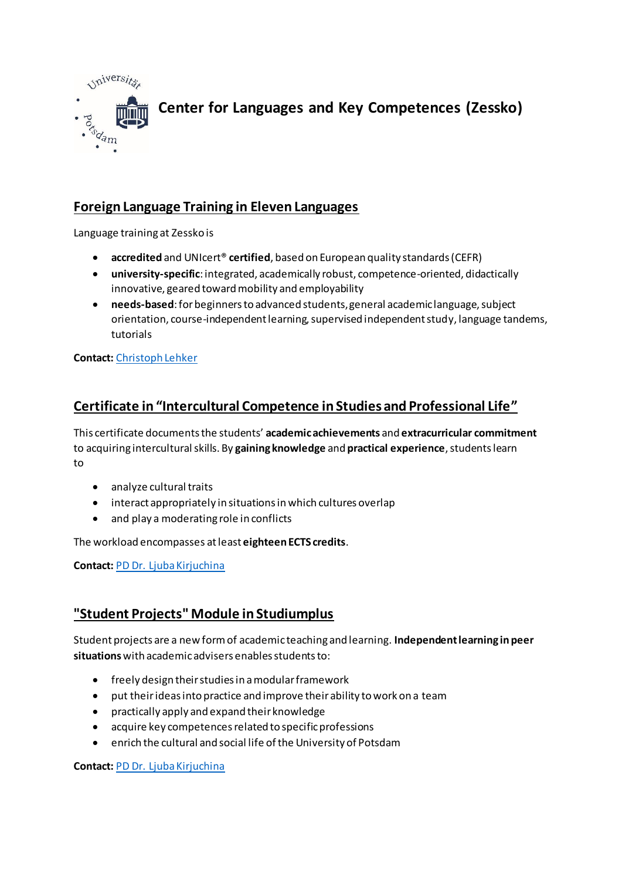# Center for Languages and Key Competences (Zessko)

## Foreign Language Training in Eleven Languages

Language training at Zessko is

- **accredited** and UNIcert® **certified**, based on European quality standards (CEFR)
- **university-specific**: integrated, academically robust, competence-oriented, didactically innovative, geared toward mobility and employability
- **needs-based**: for beginners to advanced students, general academic language, subject orientation, course-independent learning, supervised independent study, language tandems, tutorials

**Contact:** [Christoph Lehker]

## Certificate in "Intercultural Competence in Studies and Professional Life"

This certificate documents the students' **academic achievements** and **extracurricular commitment** to acquiring intercultural skills. By **gaining knowledge** and **practical experience**, students learn to

- analyze cultural traits
- interact appropriately in situations in which cultures overlap
- and play a moderating role in conflicts

The workload encompasses at least **eighteen ECTS credits**.

**Contact:** [PD Dr. Ljuba Kirjuchina]

## "Student Projects" Module in Studiumplus

Student projects are a new form of academic teaching and learning. **Independent learning in peer situations** with academic advisers enables students to:

- freely design their studies in a modular framework
- put their ideas into practice and improve their ability to work on a team
- practically apply and expand their knowledge
- acquire key competences related to specific professions
- enrich the cultural and social life of the University of Potsdam

**Contact:** [PD Dr. Ljuba Kirjuchina]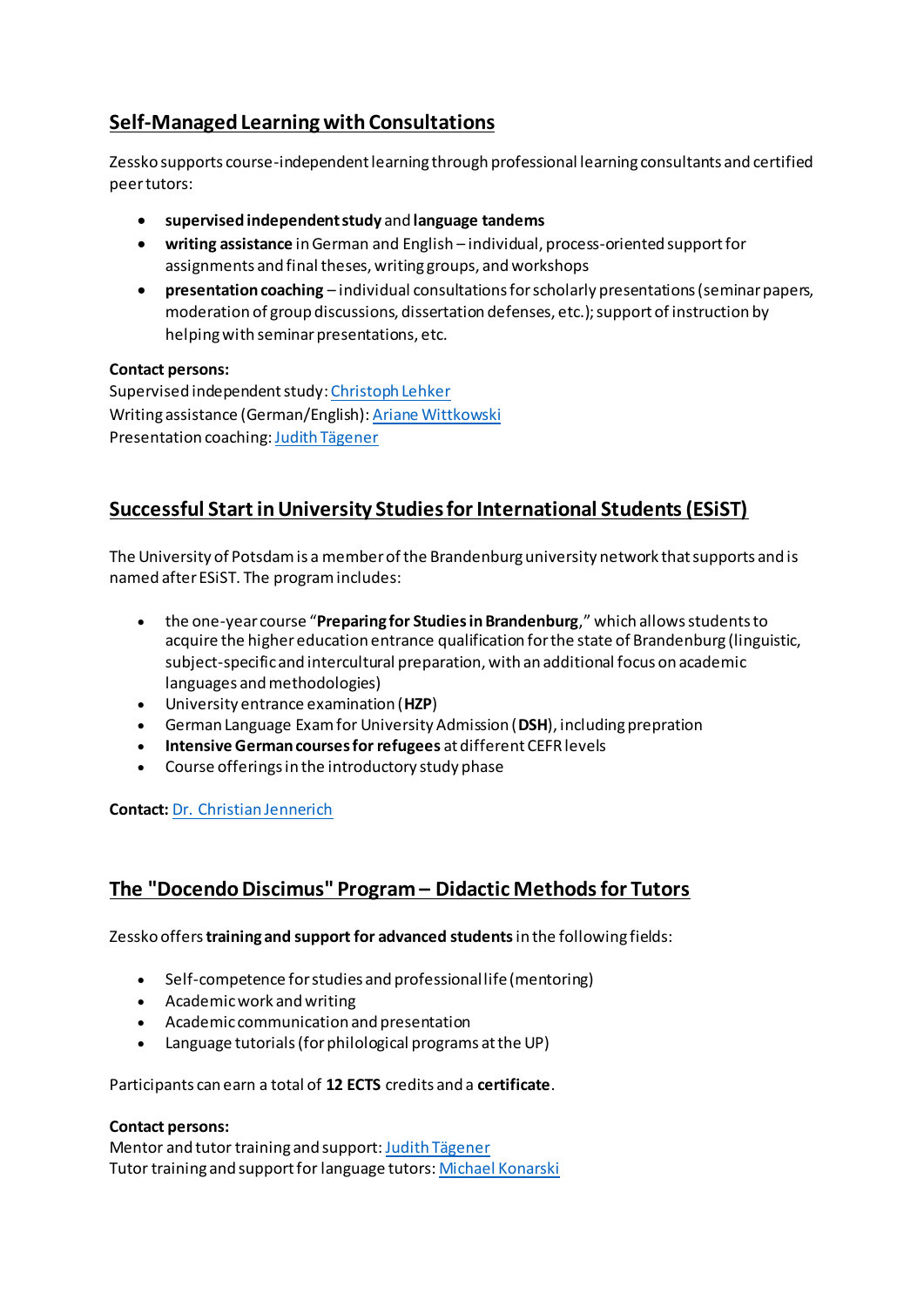## Self-Managed Learning with Consultations

Zessko supports course-independent learning through professional learning consultants and certified peer tutors:

- **supervised independent study** and **language tandems**
- **writing assistance** in German and English – individual, process-oriented support for assignments and final theses, writing groups, and workshops
- **presentation coaching** – individual consultations for scholarly presentations (seminar papers, moderation of group discussions, dissertation defenses, etc.); support of instruction by helping with seminar presentations, etc.

**Contact persons:**
Supervised independent study: Christoph Lehker
Writing assistance (German/English): Ariane Wittkowski
Presentation coaching: Judith Tägener

## Successful Start in University Studies for International Students (ESiST)

The University of Potsdam is a member of the Brandenburg university network that supports and is named after ESiST. The program includes:

- the one-year course "**Preparing for Studies in Brandenburg**," which allows students to acquire the higher education entrance qualification for the state of Brandenburg (linguistic, subject-specific and intercultural preparation, with an additional focus on academic languages and methodologies)
- University entrance examination (**HZP**)
- German Language Exam for University Admission (**DSH**), including prepration
- **Intensive German courses for refugees** at different CEFR levels
- Course offerings in the introductory study phase

**Contact:** Dr. Christian Jennerich

## The "Docendo Discimus" Program – Didactic Methods for Tutors

Zessko offers **training and support for advanced students** in the following fields:

- Self-competence for studies and professional life (mentoring)
- Academic work and writing
- Academic communication and presentation
- Language tutorials (for philological programs at the UP)

Participants can earn a total of **12 ECTS** credits and a **certificate**.

**Contact persons:**
Mentor and tutor training and support: Judith Tägener
Tutor training and support for language tutors: Michael Konarski